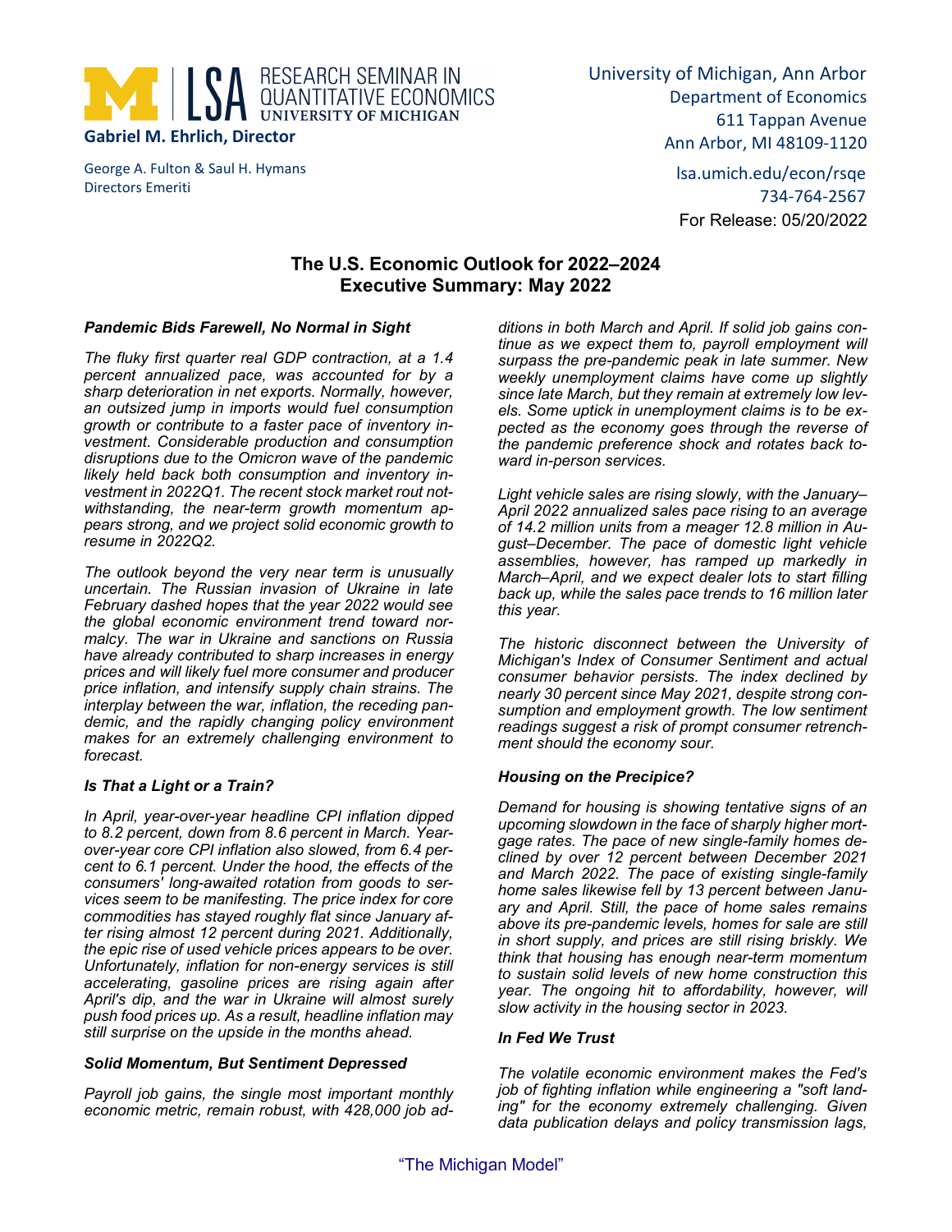RESEARCH SEMINAR IN QUANTITATIVE ECONOMICS
UNIVERSITY OF MICHIGAN

**Gabriel M. Ehrlich, Director**

George A. Fulton & Saul H. Hymans
Directors Emeriti

University of Michigan, Ann Arbor
Department of Economics
611 Tappan Avenue
Ann Arbor, MI 48109-1120

lsa.umich.edu/econ/rsqe
734-764-2567

For Release: 05/20/2022

# The U.S. Economic Outlook for 2022–2024
## Executive Summary: May 2022

### *Pandemic Bids Farewell, No Normal in Sight*

*The fluky first quarter real GDP contraction, at a 1.4 percent annualized pace, was accounted for by a sharp deterioration in net exports. Normally, however, an outsized jump in imports would fuel consumption growth or contribute to a faster pace of inventory investment. Considerable production and consumption disruptions due to the Omicron wave of the pandemic likely held back both consumption and inventory investment in 2022Q1. The recent stock market rout notwithstanding, the near-term growth momentum appears strong, and we project solid economic growth to resume in 2022Q2.*

*The outlook beyond the very near term is unusually uncertain. The Russian invasion of Ukraine in late February dashed hopes that the year 2022 would see the global economic environment trend toward normalcy. The war in Ukraine and sanctions on Russia have already contributed to sharp increases in energy prices and will likely fuel more consumer and producer price inflation, and intensify supply chain strains. The interplay between the war, inflation, the receding pandemic, and the rapidly changing policy environment makes for an extremely challenging environment to forecast.*

### *Is That a Light or a Train?*

*In April, year-over-year headline CPI inflation dipped to 8.2 percent, down from 8.6 percent in March. Year-over-year core CPI inflation also slowed, from 6.4 percent to 6.1 percent. Under the hood, the effects of the consumers' long-awaited rotation from goods to services seem to be manifesting. The price index for core commodities has stayed roughly flat since January after rising almost 12 percent during 2021. Additionally, the epic rise of used vehicle prices appears to be over. Unfortunately, inflation for non-energy services is still accelerating, gasoline prices are rising again after April's dip, and the war in Ukraine will almost surely push food prices up. As a result, headline inflation may still surprise on the upside in the months ahead.*

### *Solid Momentum, But Sentiment Depressed*

*Payroll job gains, the single most important monthly economic metric, remain robust, with 428,000 job additions in both March and April. If solid job gains continue as we expect them to, payroll employment will surpass the pre-pandemic peak in late summer. New weekly unemployment claims have come up slightly since late March, but they remain at extremely low levels. Some uptick in unemployment claims is to be expected as the economy goes through the reverse of the pandemic preference shock and rotates back toward in-person services.*

*Light vehicle sales are rising slowly, with the January–April 2022 annualized sales pace rising to an average of 14.2 million units from a meager 12.8 million in August–December. The pace of domestic light vehicle assemblies, however, has ramped up markedly in March–April, and we expect dealer lots to start filling back up, while the sales pace trends to 16 million later this year.*

*The historic disconnect between the University of Michigan's Index of Consumer Sentiment and actual consumer behavior persists. The index declined by nearly 30 percent since May 2021, despite strong consumption and employment growth. The low sentiment readings suggest a risk of prompt consumer retrenchment should the economy sour.*

### *Housing on the Precipice?*

*Demand for housing is showing tentative signs of an upcoming slowdown in the face of sharply higher mortgage rates. The pace of new single-family homes declined by over 12 percent between December 2021 and March 2022. The pace of existing single-family home sales likewise fell by 13 percent between January and April. Still, the pace of home sales remains above its pre-pandemic levels, homes for sale are still in short supply, and prices are still rising briskly. We think that housing has enough near-term momentum to sustain solid levels of new home construction this year. The ongoing hit to affordability, however, will slow activity in the housing sector in 2023.*

### *In Fed We Trust*

*The volatile economic environment makes the Fed's job of fighting inflation while engineering a "soft landing" for the economy extremely challenging. Given data publication delays and policy transmission lags,*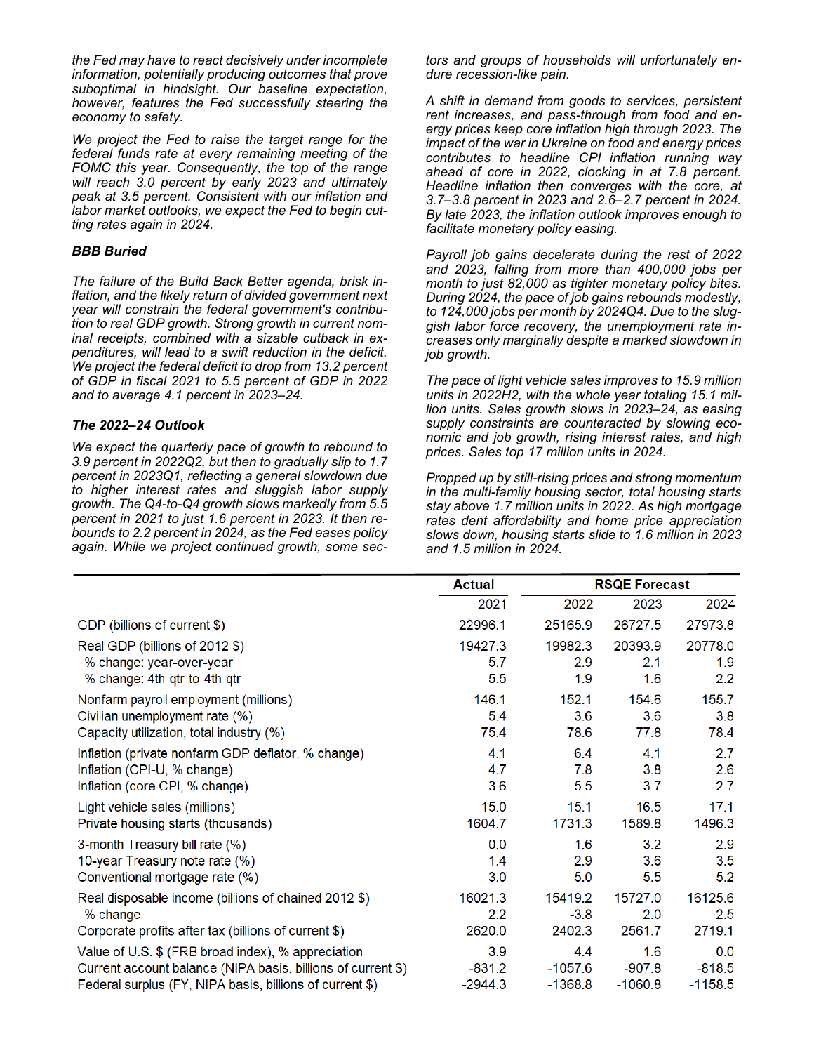*the Fed may have to react decisively under incomplete information, potentially producing outcomes that prove suboptimal in hindsight. Our baseline expectation, however, features the Fed successfully steering the economy to safety.*

*We project the Fed to raise the target range for the federal funds rate at every remaining meeting of the FOMC this year. Consequently, the top of the range will reach 3.0 percent by early 2023 and ultimately peak at 3.5 percent. Consistent with our inflation and labor market outlooks, we expect the Fed to begin cutting rates again in 2024.*

### *BBB Buried*

*The failure of the Build Back Better agenda, brisk inflation, and the likely return of divided government next year will constrain the federal government's contribution to real GDP growth. Strong growth in current nominal receipts, combined with a sizable cutback in expenditures, will lead to a swift reduction in the deficit. We project the federal deficit to drop from 13.2 percent of GDP in fiscal 2021 to 5.5 percent of GDP in 2022 and to average 4.1 percent in 2023–24.*

### *The 2022–24 Outlook*

*We expect the quarterly pace of growth to rebound to 3.9 percent in 2022Q2, but then to gradually slip to 1.7 percent in 2023Q1, reflecting a general slowdown due to higher interest rates and sluggish labor supply growth. The Q4-to-Q4 growth slows markedly from 5.5 percent in 2021 to just 1.6 percent in 2023. It then rebounds to 2.2 percent in 2024, as the Fed eases policy again. While we project continued growth, some sectors and groups of households will unfortunately endure recession-like pain.*

*A shift in demand from goods to services, persistent rent increases, and pass-through from food and energy prices keep core inflation high through 2023. The impact of the war in Ukraine on food and energy prices contributes to headline CPI inflation running way ahead of core in 2022, clocking in at 7.8 percent. Headline inflation then converges with the core, at 3.7–3.8 percent in 2023 and 2.6–2.7 percent in 2024. By late 2023, the inflation outlook improves enough to facilitate monetary policy easing.*

*Payroll job gains decelerate during the rest of 2022 and 2023, falling from more than 400,000 jobs per month to just 82,000 as tighter monetary policy bites. During 2024, the pace of job gains rebounds modestly, to 124,000 jobs per month by 2024Q4. Due to the sluggish labor force recovery, the unemployment rate increases only marginally despite a marked slowdown in job growth.*

*The pace of light vehicle sales improves to 15.9 million units in 2022H2, with the whole year totaling 15.1 million units. Sales growth slows in 2023–24, as easing supply constraints are counteracted by slowing economic and job growth, rising interest rates, and high prices. Sales top 17 million units in 2024.*

*Propped up by still-rising prices and strong momentum in the multi-family housing sector, total housing starts stay above 1.7 million units in 2022. As high mortgage rates dent affordability and home price appreciation slows down, housing starts slide to 1.6 million in 2023 and 1.5 million in 2024.*

| | Actual | RSQE Forecast | | |
|---|---|---|---|---|
| | 2021 | 2022 | 2023 | 2024 |
| GDP (billions of current $) | 22996.1 | 25165.9 | 26727.5 | 27973.8 |
| Real GDP (billions of 2012 $) | 19427.3 | 19982.3 | 20393.9 | 20778.0 |
| % change: year-over-year | 5.7 | 2.9 | 2.1 | 1.9 |
| % change: 4th-qtr-to-4th-qtr | 5.5 | 1.9 | 1.6 | 2.2 |
| Nonfarm payroll employment (millions) | 146.1 | 152.1 | 154.6 | 155.7 |
| Civilian unemployment rate (%) | 5.4 | 3.6 | 3.6 | 3.8 |
| Capacity utilization, total industry (%) | 75.4 | 78.6 | 77.8 | 78.4 |
| Inflation (private nonfarm GDP deflator, % change) | 4.1 | 6.4 | 4.1 | 2.7 |
| Inflation (CPI-U, % change) | 4.7 | 7.8 | 3.8 | 2.6 |
| Inflation (core CPI, % change) | 3.6 | 5.5 | 3.7 | 2.7 |
| Light vehicle sales (millions) | 15.0 | 15.1 | 16.5 | 17.1 |
| Private housing starts (thousands) | 1604.7 | 1731.3 | 1589.8 | 1496.3 |
| 3-month Treasury bill rate (%) | 0.0 | 1.6 | 3.2 | 2.9 |
| 10-year Treasury note rate (%) | 1.4 | 2.9 | 3.6 | 3.5 |
| Conventional mortgage rate (%) | 3.0 | 5.0 | 5.5 | 5.2 |
| Real disposable income (billions of chained 2012 $) | 16021.3 | 15419.2 | 15727.0 | 16125.6 |
| % change | 2.2 | -3.8 | 2.0 | 2.5 |
| Corporate profits after tax (billions of current $) | 2620.0 | 2402.3 | 2561.7 | 2719.1 |
| Value of U.S. $ (FRB broad index), % appreciation | -3.9 | 4.4 | 1.6 | 0.0 |
| Current account balance (NIPA basis, billions of current $) | -831.2 | -1057.6 | -907.8 | -818.5 |
| Federal surplus (FY, NIPA basis, billions of current $) | -2944.3 | -1368.8 | -1060.8 | -1158.5 |